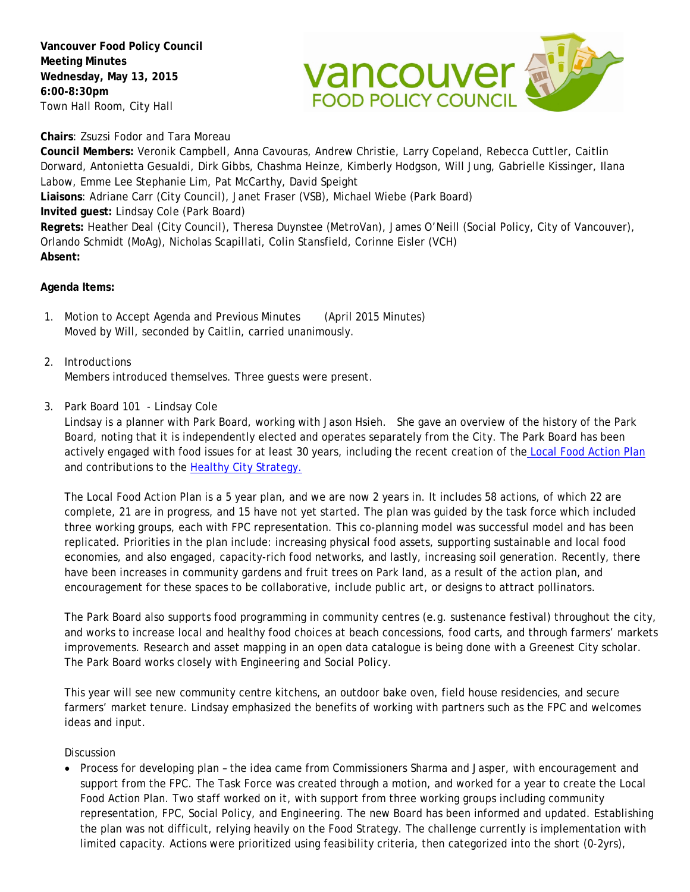**Vancouver Food Policy Council**
**Meeting Minutes**
**Wednesday, May 13, 2015**
**6:00-8:30pm**
Town Hall Room, City Hall

**Chairs**: Zsuzsi Fodor and Tara Moreau
**Council Members:** Veronik Campbell, Anna Cavouras, Andrew Christie, Larry Copeland, Rebecca Cuttler, Caitlin Dorward, Antonietta Gesualdi, Dirk Gibbs, Chashma Heinze, Kimberly Hodgson, Will Jung, Gabrielle Kissinger, Ilana Labow, Emme Lee Stephanie Lim, Pat McCarthy, David Speight
**Liaisons**: Adriane Carr (City Council), Janet Fraser (VSB), Michael Wiebe (Park Board)
**Invited guest:** Lindsay Cole (Park Board)
**Regrets:** Heather Deal (City Council), Theresa Duynstee (MetroVan), James O'Neill (Social Policy, City of Vancouver), Orlando Schmidt (MoAg), Nicholas Scapillati, Colin Stansfield, Corinne Eisler (VCH)
**Absent:**

**Agenda Items:**

1. Motion to Accept Agenda and Previous Minutes (April 2015 Minutes)
   Moved by Will, seconded by Caitlin, carried unanimously.

2. Introductions
   Members introduced themselves. Three guests were present.

3. Park Board 101 - Lindsay Cole
   Lindsay is a planner with Park Board, working with Jason Hsieh. She gave an overview of the history of the Park Board, noting that it is independently elected and operates separately from the City. The Park Board has been actively engaged with food issues for at least 30 years, including the recent creation of the Local Food Action Plan and contributions to the Healthy City Strategy.

   The Local Food Action Plan is a 5 year plan, and we are now 2 years in. It includes 58 actions, of which 22 are complete, 21 are in progress, and 15 have not yet started. The plan was guided by the task force which included three working groups, each with FPC representation. This co-planning model was successful model and has been replicated. Priorities in the plan include: increasing physical food assets, supporting sustainable and local food economies, and also engaged, capacity-rich food networks, and lastly, increasing soil generation. Recently, there have been increases in community gardens and fruit trees on Park land, as a result of the action plan, and encouragement for these spaces to be collaborative, include public art, or designs to attract pollinators.

   The Park Board also supports food programming in community centres (e.g. sustenance festival) throughout the city, and works to increase local and healthy food choices at beach concessions, food carts, and through farmers' markets improvements. Research and asset mapping in an open data catalogue is being done with a Greenest City scholar. The Park Board works closely with Engineering and Social Policy.

   This year will see new community centre kitchens, an outdoor bake oven, field house residencies, and secure farmers' market tenure. Lindsay emphasized the benefits of working with partners such as the FPC and welcomes ideas and input.

   Discussion

   - Process for developing plan – the idea came from Commissioners Sharma and Jasper, with encouragement and support from the FPC. The Task Force was created through a motion, and worked for a year to create the Local Food Action Plan. Two staff worked on it, with support from three working groups including community representation, FPC, Social Policy, and Engineering. The new Board has been informed and updated. Establishing the plan was not difficult, relying heavily on the Food Strategy. The challenge currently is implementation with limited capacity. Actions were prioritized using feasibility criteria, then categorized into the short (0-2yrs),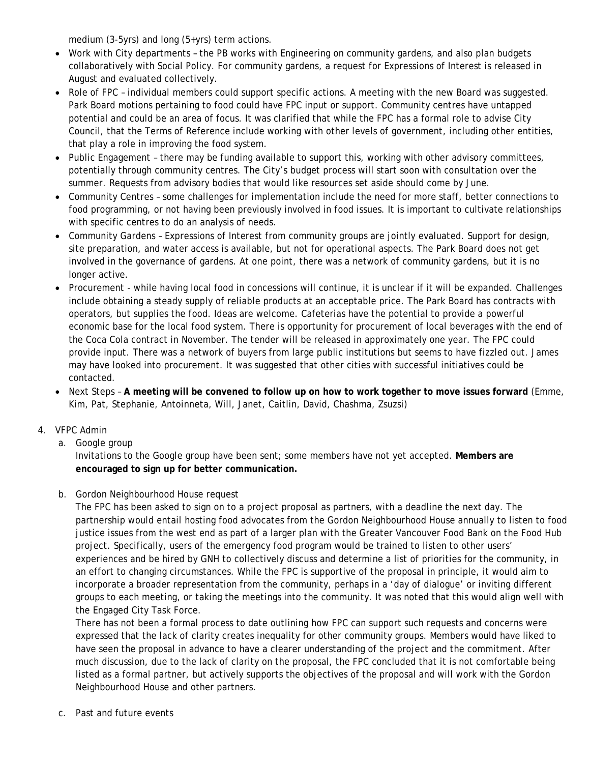medium (3-5yrs) and long (5+yrs) term actions.

- Work with City departments – the PB works with Engineering on community gardens, and also plan budgets collaboratively with Social Policy. For community gardens, a request for Expressions of Interest is released in August and evaluated collectively.
- Role of FPC – individual members could support specific actions. A meeting with the new Board was suggested. Park Board motions pertaining to food could have FPC input or support. Community centres have untapped potential and could be an area of focus. It was clarified that while the FPC has a formal role to advise City Council, that the Terms of Reference include working with other levels of government, including other entities, that play a role in improving the food system.
- Public Engagement – there may be funding available to support this, working with other advisory committees, potentially through community centres. The City's budget process will start soon with consultation over the summer. Requests from advisory bodies that would like resources set aside should come by June.
- Community Centres – some challenges for implementation include the need for more staff, better connections to food programming, or not having been previously involved in food issues. It is important to cultivate relationships with specific centres to do an analysis of needs.
- Community Gardens – Expressions of Interest from community groups are jointly evaluated. Support for design, site preparation, and water access is available, but not for operational aspects. The Park Board does not get involved in the governance of gardens. At one point, there was a network of community gardens, but it is no longer active.
- Procurement - while having local food in concessions will continue, it is unclear if it will be expanded. Challenges include obtaining a steady supply of reliable products at an acceptable price. The Park Board has contracts with operators, but supplies the food. Ideas are welcome. Cafeterias have the potential to provide a powerful economic base for the local food system. There is opportunity for procurement of local beverages with the end of the Coca Cola contract in November. The tender will be released in approximately one year. The FPC could provide input. There was a network of buyers from large public institutions but seems to have fizzled out. James may have looked into procurement. It was suggested that other cities with successful initiatives could be contacted.
- Next Steps – **A meeting will be convened to follow up on how to work together to move issues forward** (Emme, Kim, Pat, Stephanie, Antoinneta, Will, Janet, Caitlin, David, Chashma, Zsuzsi)

4. VFPC Admin

   a. Google group

   Invitations to the Google group have been sent; some members have not yet accepted. **Members are encouraged to sign up for better communication.**

   b. Gordon Neighbourhood House request

   The FPC has been asked to sign on to a project proposal as partners, with a deadline the next day. The partnership would entail hosting food advocates from the Gordon Neighbourhood House annually to listen to food justice issues from the west end as part of a larger plan with the Greater Vancouver Food Bank on the Food Hub project. Specifically, users of the emergency food program would be trained to listen to other users' experiences and be hired by GNH to collectively discuss and determine a list of priorities for the community, in an effort to changing circumstances. While the FPC is supportive of the proposal in principle, it would aim to incorporate a broader representation from the community, perhaps in a 'day of dialogue' or inviting different groups to each meeting, or taking the meetings into the community. It was noted that this would align well with the Engaged City Task Force.

   There has not been a formal process to date outlining how FPC can support such requests and concerns were expressed that the lack of clarity creates inequality for other community groups. Members would have liked to have seen the proposal in advance to have a clearer understanding of the project and the commitment. After much discussion, due to the lack of clarity on the proposal, the FPC concluded that it is not comfortable being listed as a formal partner, but actively supports the objectives of the proposal and will work with the Gordon Neighbourhood House and other partners.

   c. Past and future events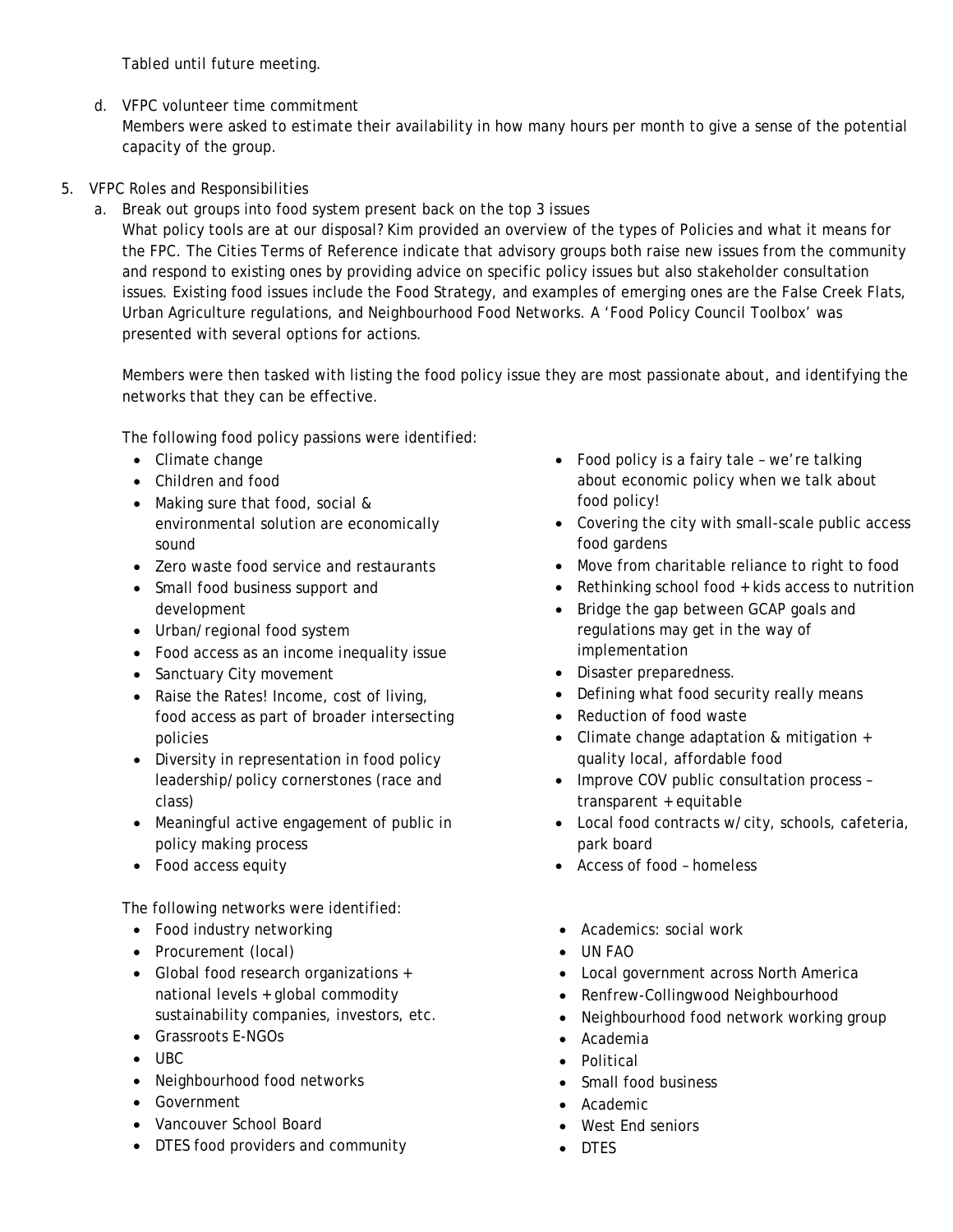Tabled until future meeting.

d. VFPC volunteer time commitment

Members were asked to estimate their availability in how many hours per month to give a sense of the potential capacity of the group.

5. VFPC Roles and Responsibilities

   a. Break out groups into food system present back on the top 3 issues

   What policy tools are at our disposal? Kim provided an overview of the types of Policies and what it means for the FPC. The Cities Terms of Reference indicate that advisory groups both raise new issues from the community and respond to existing ones by providing advice on specific policy issues but also stakeholder consultation issues. Existing food issues include the Food Strategy, and examples of emerging ones are the False Creek Flats, Urban Agriculture regulations, and Neighbourhood Food Networks. A 'Food Policy Council Toolbox' was presented with several options for actions.

   Members were then tasked with listing the food policy issue they are most passionate about, and identifying the networks that they can be effective.

   The following food policy passions were identified:

   - Climate change
   - Children and food
   - Making sure that food, social & environmental solution are economically sound
   - Zero waste food service and restaurants
   - Small food business support and development
   - Urban/regional food system
   - Food access as an income inequality issue
   - Sanctuary City movement
   - Raise the Rates! Income, cost of living, food access as part of broader intersecting policies
   - Diversity in representation in food policy leadership/policy cornerstones (race and class)
   - Meaningful active engagement of public in policy making process
   - Food access equity
   - Food policy is a fairy tale – we're talking about economic policy when we talk about food policy!
   - Covering the city with small-scale public access food gardens
   - Move from charitable reliance to right to food
   - Rethinking school food + kids access to nutrition
   - Bridge the gap between GCAP goals and regulations may get in the way of implementation
   - Disaster preparedness.
   - Defining what food security really means
   - Reduction of food waste
   - Climate change adaptation & mitigation + quality local, affordable food
   - Improve COV public consultation process – transparent + equitable
   - Local food contracts w/city, schools, cafeteria, park board
   - Access of food – homeless

   The following networks were identified:

   - Food industry networking
   - Procurement (local)
   - Global food research organizations + national levels + global commodity sustainability companies, investors, etc.
   - Grassroots E-NGOs
   - UBC
   - Neighbourhood food networks
   - Government
   - Vancouver School Board
   - DTES food providers and community
   - Academics: social work
   - UN FAO
   - Local government across North America
   - Renfrew-Collingwood Neighbourhood
   - Neighbourhood food network working group
   - Academia
   - Political
   - Small food business
   - Academic
   - West End seniors
   - DTES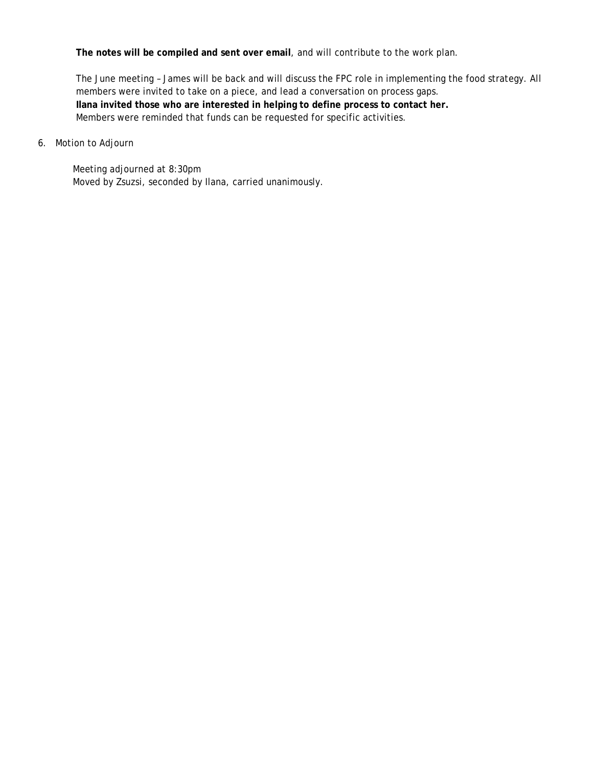**The notes will be compiled and sent over email**, and will contribute to the work plan.

The June meeting – James will be back and will discuss the FPC role in implementing the food strategy. All members were invited to take on a piece, and lead a conversation on process gaps.
**Ilana invited those who are interested in helping to define process to contact her.**
Members were reminded that funds can be requested for specific activities.

6. Motion to Adjourn

Meeting adjourned at 8:30pm
Moved by Zsuzsi, seconded by Ilana, carried unanimously.